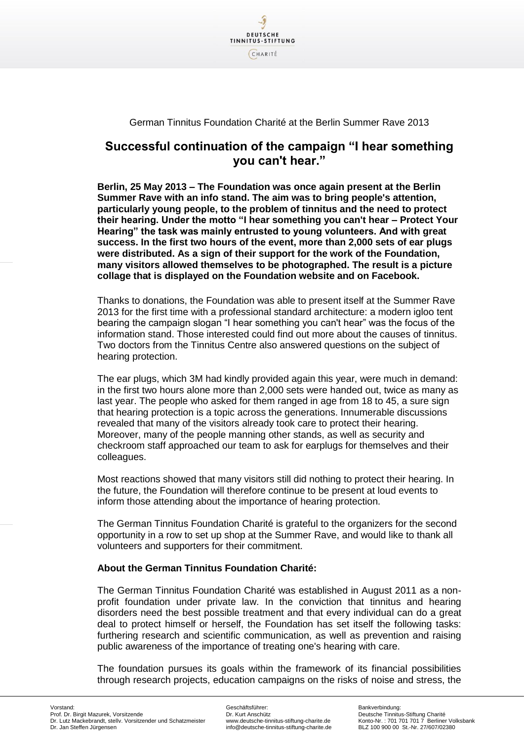German Tinnitus Foundation Charité at the Berlin Summer Rave 2013

# Successful continuation of the campaign "I hear something you can't hear."

**Berlin, 25 May 2013 – The Foundation was once again present at the Berlin Summer Rave with an info stand. The aim was to bring people's attention, particularly young people, to the problem of tinnitus and the need to protect their hearing. Under the motto "I hear something you can't hear – Protect Your Hearing" the task was mainly entrusted to young volunteers. And with great success. In the first two hours of the event, more than 2,000 sets of ear plugs were distributed. As a sign of their support for the work of the Foundation, many visitors allowed themselves to be photographed. The result is a picture collage that is displayed on the Foundation website and on Facebook.**

Thanks to donations, the Foundation was able to present itself at the Summer Rave 2013 for the first time with a professional standard architecture: a modern igloo tent bearing the campaign slogan "I hear something you can't hear" was the focus of the information stand. Those interested could find out more about the causes of tinnitus. Two doctors from the Tinnitus Centre also answered questions on the subject of hearing protection.

The ear plugs, which 3M had kindly provided again this year, were much in demand: in the first two hours alone more than 2,000 sets were handed out, twice as many as last year. The people who asked for them ranged in age from 18 to 45, a sure sign that hearing protection is a topic across the generations. Innumerable discussions revealed that many of the visitors already took care to protect their hearing. Moreover, many of the people manning other stands, as well as security and checkroom staff approached our team to ask for earplugs for themselves and their colleagues.

Most reactions showed that many visitors still did nothing to protect their hearing. In the future, the Foundation will therefore continue to be present at loud events to inform those attending about the importance of hearing protection.

The German Tinnitus Foundation Charité is grateful to the organizers for the second opportunity in a row to set up shop at the Summer Rave, and would like to thank all volunteers and supporters for their commitment.

**About the German Tinnitus Foundation Charité:**

The German Tinnitus Foundation Charité was established in August 2011 as a non-profit foundation under private law. In the conviction that tinnitus and hearing disorders need the best possible treatment and that every individual can do a great deal to protect himself or herself, the Foundation has set itself the following tasks: furthering research and scientific communication, as well as prevention and raising public awareness of the importance of treating one's hearing with care.

The foundation pursues its goals within the framework of its financial possibilities through research projects, education campaigns on the risks of noise and stress, the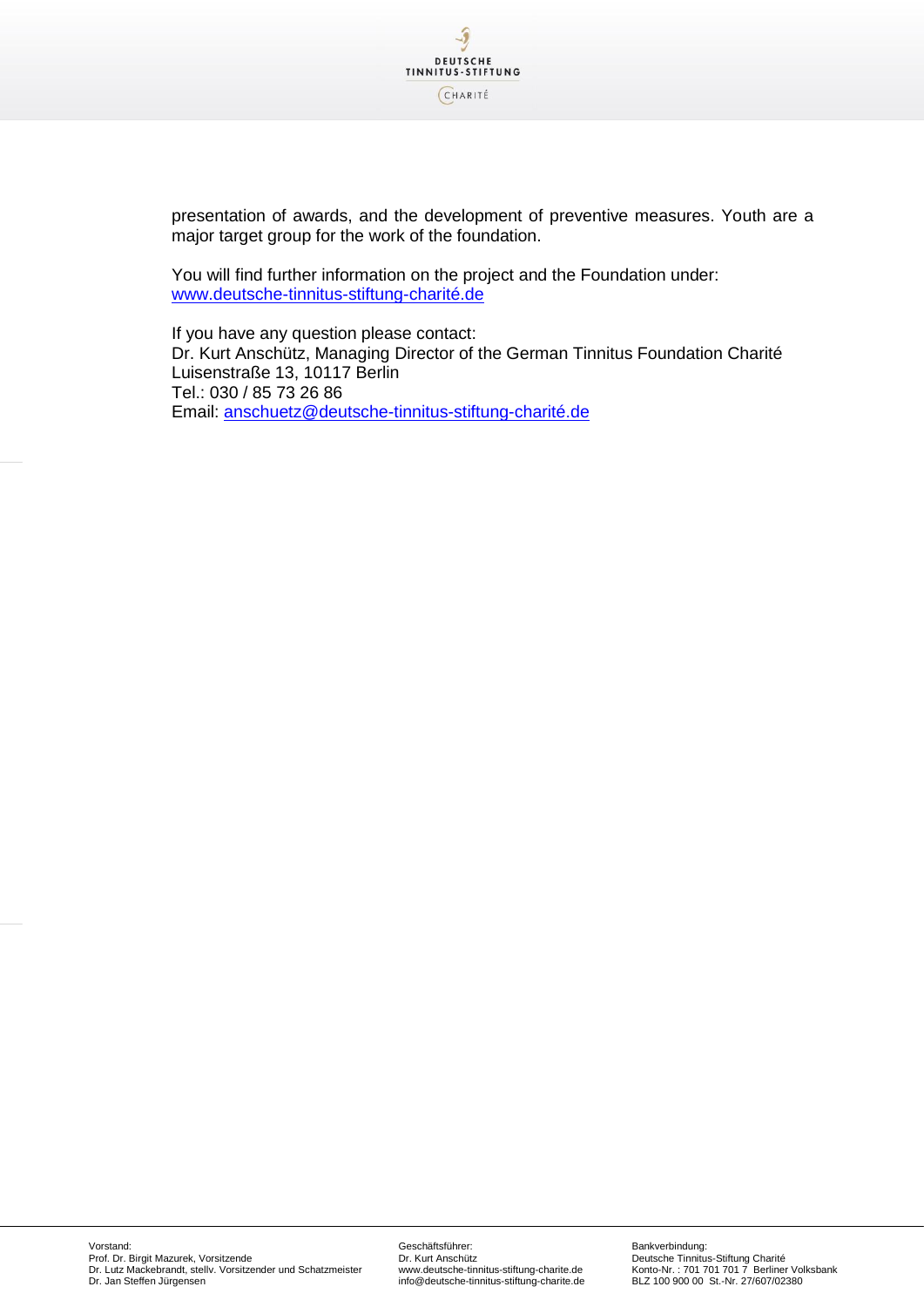presentation of awards, and the development of preventive measures. Youth are a major target group for the work of the foundation.

You will find further information on the project and the Foundation under:
www.deutsche-tinnitus-stiftung-charité.de

If you have any question please contact:
Dr. Kurt Anschütz, Managing Director of the German Tinnitus Foundation Charité
Luisenstraße 13, 10117 Berlin
Tel.: 030 / 85 73 26 86
Email: anschuetz@deutsche-tinnitus-stiftung-charité.de